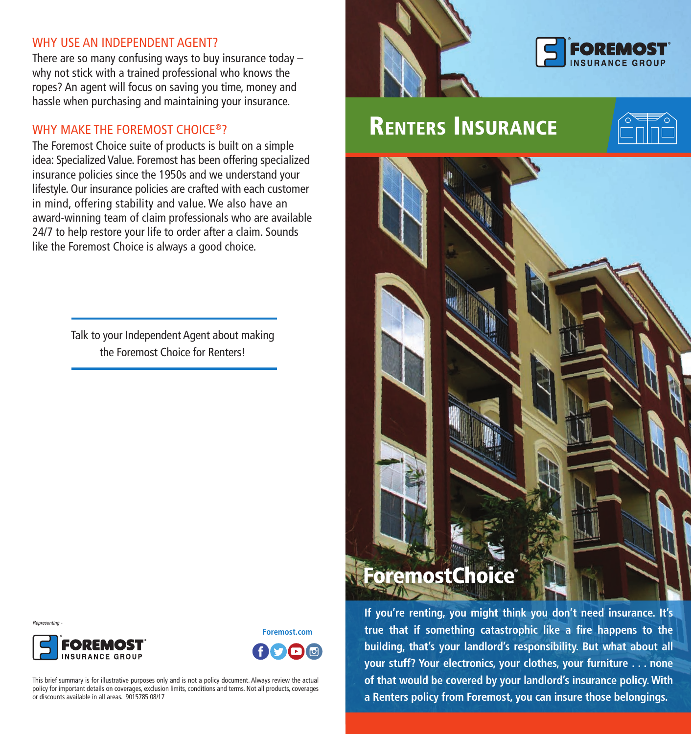## WHY USE AN INDEPENDENT AGENT?

There are so many confusing ways to buy insurance today – why not stick with a trained professional who knows the ropes? An agent will focus on saving you time, money and hassle when purchasing and maintaining your insurance.

## WHY MAKE THE FOREMOST CHOICE®?

The Foremost Choice suite of products is built on a simple idea: Specialized Value. Foremost has been offering specialized insurance policies since the 1950s and we understand your lifestyle. Our insurance policies are crafted with each customer in mind, offering stability and value. We also have an award-winning team of claim professionals who are available 24/7 to help restore your life to order after a claim. Sounds like the Foremost Choice is always a good choice.

Talk to your Independent Agent about making the Foremost Choice for Renters!

*Representing -*

FOREMOST INSURANCE GROUP

**Foremost.com**

This brief summary is for illustrative purposes only and is not a policy document. Always review the actual policy for important details on coverages, exclusion limits, conditions and terms. Not all products, coverages or discounts available in all areas. 9015785 08/17

FOREMOST INSURANCE GROUP

# Renters Insurance

## ForemostChoice®

**If you're renting, you might think you don't need insurance. It's true that if something catastrophic like a fire happens to the building, that's your landlord's responsibility. But what about all your stuff? Your electronics, your clothes, your furniture . . . none of that would be covered by your landlord's insurance policy. With a Renters policy from Foremost, you can insure those belongings.**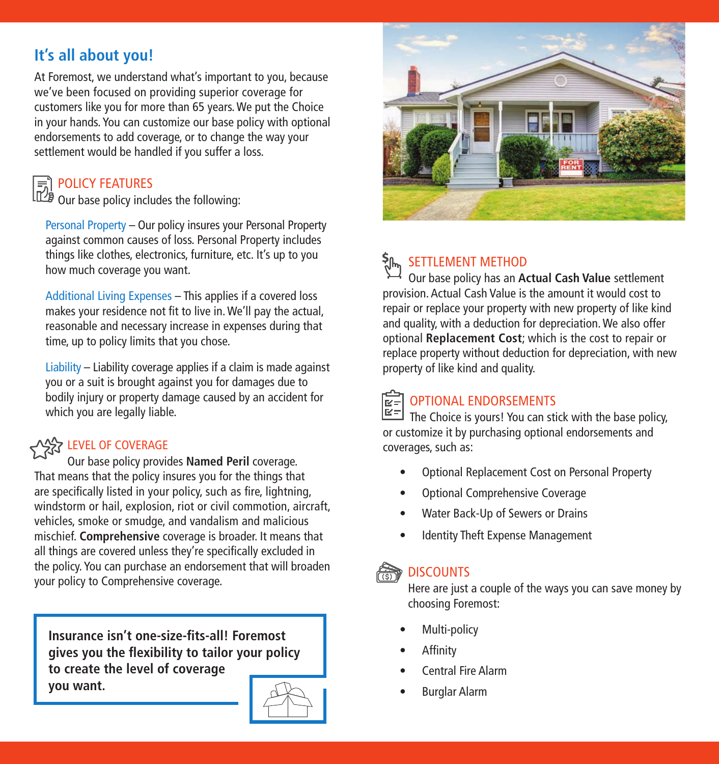## It's all about you!

At Foremost, we understand what's important to you, because we've been focused on providing superior coverage for customers like you for more than 65 years. We put the Choice in your hands. You can customize our base policy with optional endorsements to add coverage, or to change the way your settlement would be handled if you suffer a loss.

### POLICY FEATURES

Our base policy includes the following:

Personal Property – Our policy insures your Personal Property against common causes of loss. Personal Property includes things like clothes, electronics, furniture, etc. It's up to you how much coverage you want.

Additional Living Expenses – This applies if a covered loss makes your residence not fit to live in. We'll pay the actual, reasonable and necessary increase in expenses during that time, up to policy limits that you chose.

Liability – Liability coverage applies if a claim is made against you or a suit is brought against you for damages due to bodily injury or property damage caused by an accident for which you are legally liable.

### LEVEL OF COVERAGE

Our base policy provides **Named Peril** coverage. That means that the policy insures you for the things that are specifically listed in your policy, such as fire, lightning, windstorm or hail, explosion, riot or civil commotion, aircraft, vehicles, smoke or smudge, and vandalism and malicious mischief. **Comprehensive** coverage is broader. It means that all things are covered unless they're specifically excluded in the policy. You can purchase an endorsement that will broaden your policy to Comprehensive coverage.

**Insurance isn't one-size-fits-all! Foremost gives you the flexibility to tailor your policy to create the level of coverage you want.**

### SETTLEMENT METHOD

Our base policy has an **Actual Cash Value** settlement provision. Actual Cash Value is the amount it would cost to repair or replace your property with new property of like kind and quality, with a deduction for depreciation. We also offer optional **Replacement Cost**; which is the cost to repair or replace property without deduction for depreciation, with new property of like kind and quality.

### OPTIONAL ENDORSEMENTS

The Choice is yours! You can stick with the base policy, or customize it by purchasing optional endorsements and coverages, such as:

- Optional Replacement Cost on Personal Property
- Optional Comprehensive Coverage
- Water Back-Up of Sewers or Drains
- Identity Theft Expense Management

### DISCOUNTS

Here are just a couple of the ways you can save money by choosing Foremost:

- Multi-policy
- Affinity
- Central Fire Alarm
- Burglar Alarm